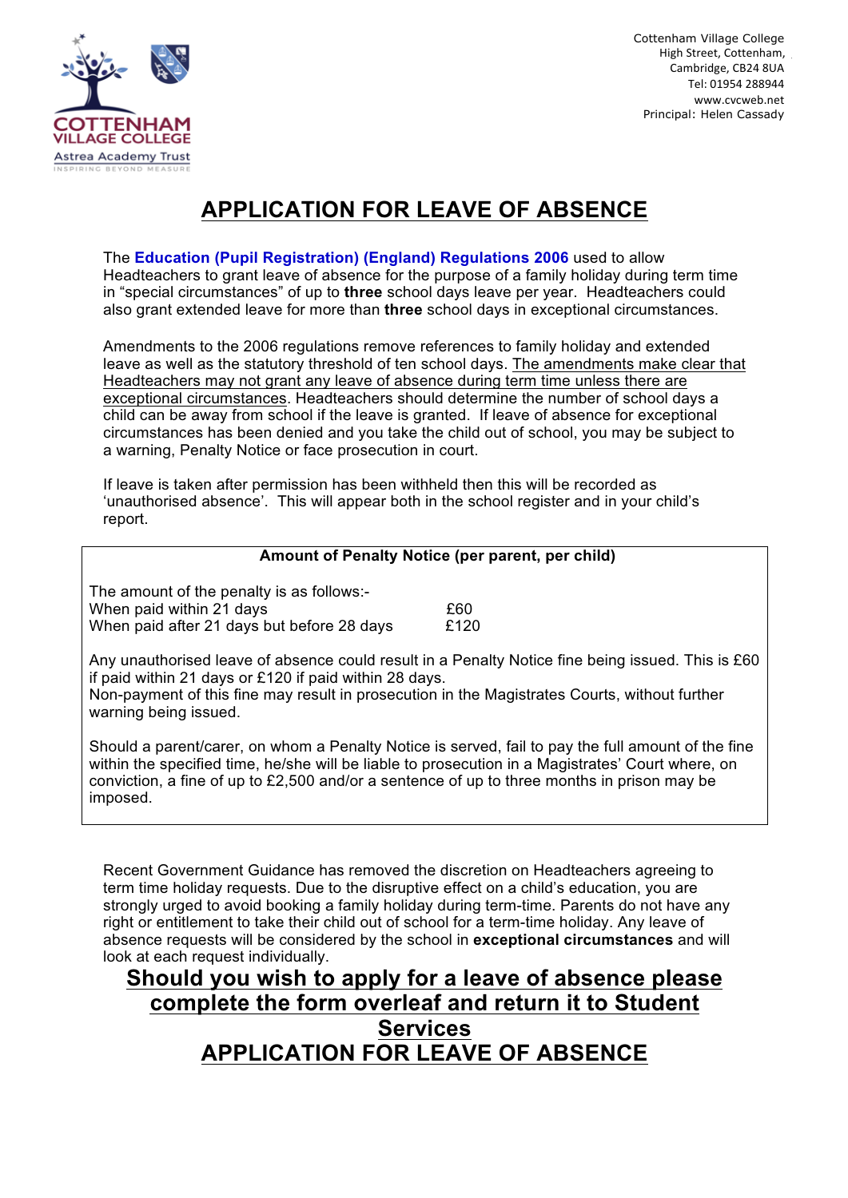COTTENHAM VILLAGE COLLEGE
Astrea Academy Trust
INSPIRING BEYOND MEASURE

Cottenham Village College
High Street, Cottenham,
Cambridge, CB24 8UA
Tel: 01954 288944
www.cvcweb.net
Principal: Helen Cassady

# APPLICATION FOR LEAVE OF ABSENCE

The **Education (Pupil Registration) (England) Regulations 2006** used to allow Headteachers to grant leave of absence for the purpose of a family holiday during term time in "special circumstances" of up to **three** school days leave per year. Headteachers could also grant extended leave for more than **three** school days in exceptional circumstances.

Amendments to the 2006 regulations remove references to family holiday and extended leave as well as the statutory threshold of ten school days. The amendments make clear that Headteachers may not grant any leave of absence during term time unless there are exceptional circumstances. Headteachers should determine the number of school days a child can be away from school if the leave is granted. If leave of absence for exceptional circumstances has been denied and you take the child out of school, you may be subject to a warning, Penalty Notice or face prosecution in court.

If leave is taken after permission has been withheld then this will be recorded as 'unauthorised absence'. This will appear both in the school register and in your child's report.

**Amount of Penalty Notice (per parent, per child)**

The amount of the penalty is as follows:-

| | |
|---|---|
| When paid within 21 days | £60 |
| When paid after 21 days but before 28 days | £120 |

Any unauthorised leave of absence could result in a Penalty Notice fine being issued. This is £60 if paid within 21 days or £120 if paid within 28 days.
Non-payment of this fine may result in prosecution in the Magistrates Courts, without further warning being issued.

Should a parent/carer, on whom a Penalty Notice is served, fail to pay the full amount of the fine within the specified time, he/she will be liable to prosecution in a Magistrates' Court where, on conviction, a fine of up to £2,500 and/or a sentence of up to three months in prison may be imposed.

Recent Government Guidance has removed the discretion on Headteachers agreeing to term time holiday requests. Due to the disruptive effect on a child's education, you are strongly urged to avoid booking a family holiday during term-time. Parents do not have any right or entitlement to take their child out of school for a term-time holiday. Any leave of absence requests will be considered by the school in **exceptional circumstances** and will look at each request individually.

## Should you wish to apply for a leave of absence please complete the form overleaf and return it to Student Services

# APPLICATION FOR LEAVE OF ABSENCE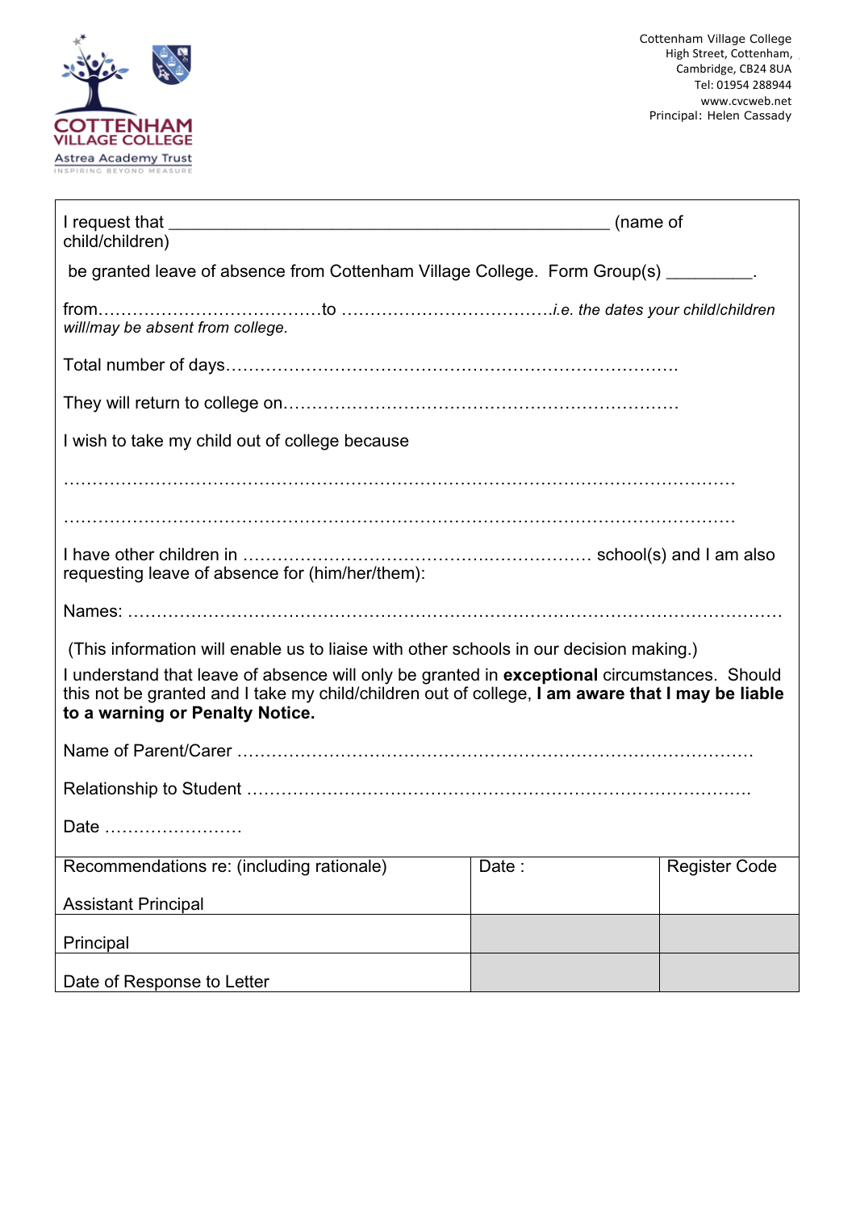COTTENHAM VILLAGE COLLEGE
Astrea Academy Trust
INSPIRING BEYOND MEASURE

Cottenham Village College
High Street, Cottenham,
Cambridge, CB24 8UA
Tel: 01954 288944
www.cvcweb.net
Principal: Helen Cassady

I request that ______________________________________________ (name of child/children)

be granted leave of absence from Cottenham Village College. Form Group(s) _________.

from…………………………………to ………………………………*i.e. the dates your child/children will/may be absent from college.*

Total number of days……………………………………………………………………

They will return to college on…………………………………………………………

I wish to take my child out of college because

……………………………………………………………………………………………………

……………………………………………………………………………………………………

I have other children in …………………………………………………… school(s) and I am also requesting leave of absence for (him/her/them):

Names: ……………………………………………………………………………………………

(This information will enable us to liaise with other schools in our decision making.)

I understand that leave of absence will only be granted in **exceptional** circumstances. Should this not be granted and I take my child/children out of college, **I am aware that I may be liable to a warning or Penalty Notice.**

Name of Parent/Carer ………………………………………………………………………

Relationship to Student ……………………………………………………………………

Date ……………………

| | | |
|---|---|---|
| Recommendations re: (including rationale)<br><br>Assistant Principal | Date : | Register Code |
| Principal | | |
| Date of Response to Letter | | |